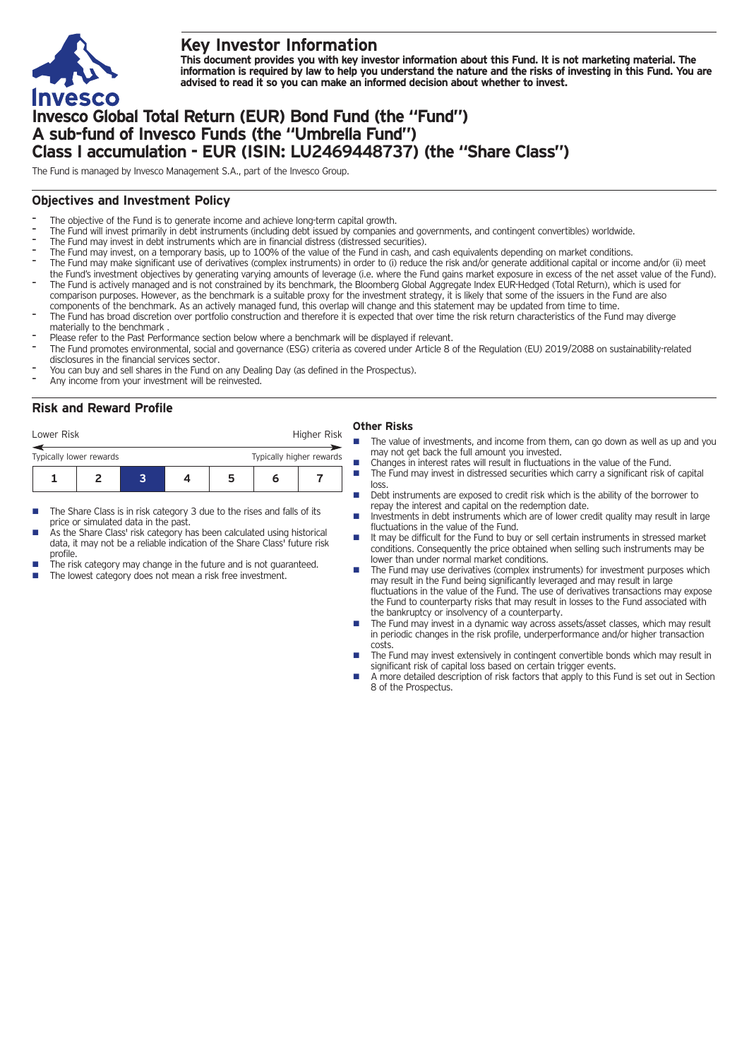# Key Investor Information

**This document provides you with key investor information about this Fund. It is not marketing material. The information is required by law to help you understand the nature and the risks of investing in this Fund. You are advised to read it so you can make an informed decision about whether to invest.**

# Invesco Global Total Return (EUR) Bond Fund (the "Fund")
# A sub-fund of Invesco Funds (the "Umbrella Fund")
# Class I accumulation - EUR (ISIN: LU2469448737) (the "Share Class")

The Fund is managed by Invesco Management S.A., part of the Invesco Group.

## Objectives and Investment Policy

- The objective of the Fund is to generate income and achieve long-term capital growth.
- The Fund will invest primarily in debt instruments (including debt issued by companies and governments, and contingent convertibles) worldwide.
- The Fund may invest in debt instruments which are in financial distress (distressed securities).
- The Fund may invest, on a temporary basis, up to 100% of the value of the Fund in cash, and cash equivalents depending on market conditions.
- The Fund may make significant use of derivatives (complex instruments) in order to (i) reduce the risk and/or generate additional capital or income and/or (ii) meet the Fund's investment objectives by generating varying amounts of leverage (i.e. where the Fund gains market exposure in excess of the net asset value of the Fund).
- The Fund is actively managed and is not constrained by its benchmark, the Bloomberg Global Aggregate Index EUR-Hedged (Total Return), which is used for comparison purposes. However, as the benchmark is a suitable proxy for the investment strategy, it is likely that some of the issuers in the Fund are also components of the benchmark. As an actively managed fund, this overlap will change and this statement may be updated from time to time.
- The Fund has broad discretion over portfolio construction and therefore it is expected that over time the risk return characteristics of the Fund may diverge materially to the benchmark .
- Please refer to the Past Performance section below where a benchmark will be displayed if relevant.
- The Fund promotes environmental, social and governance (ESG) criteria as covered under Article 8 of the Regulation (EU) 2019/2088 on sustainability-related disclosures in the financial services sector.
- You can buy and sell shares in the Fund on any Dealing Day (as defined in the Prospectus).
- Any income from your investment will be reinvested.

## Risk and Reward Profile

| Lower Risk | | | | | | Higher Risk |
|---|---|---|---|---|---|---|
| Typically lower rewards | | | | | | Typically higher rewards |
| 1 | 2 | **3** | 4 | 5 | 6 | 7 |

- The Share Class is in risk category 3 due to the rises and falls of its price or simulated data in the past.
- As the Share Class' risk category has been calculated using historical data, it may not be a reliable indication of the Share Class' future risk profile.
- The risk category may change in the future and is not guaranteed.
- The lowest category does not mean a risk free investment.

### Other Risks

- The value of investments, and income from them, can go down as well as up and you may not get back the full amount you invested.
- Changes in interest rates will result in fluctuations in the value of the Fund.
- The Fund may invest in distressed securities which carry a significant risk of capital loss.
- Debt instruments are exposed to credit risk which is the ability of the borrower to repay the interest and capital on the redemption date.
- Investments in debt instruments which are of lower credit quality may result in large fluctuations in the value of the Fund.
- It may be difficult for the Fund to buy or sell certain instruments in stressed market conditions. Consequently the price obtained when selling such instruments may be lower than under normal market conditions.
- The Fund may use derivatives (complex instruments) for investment purposes which may result in the Fund being significantly leveraged and may result in large fluctuations in the value of the Fund. The use of derivatives transactions may expose the Fund to counterparty risks that may result in losses to the Fund associated with the bankruptcy or insolvency of a counterparty.
- The Fund may invest in a dynamic way across assets/asset classes, which may result in periodic changes in the risk profile, underperformance and/or higher transaction costs.
- The Fund may invest extensively in contingent convertible bonds which may result in significant risk of capital loss based on certain trigger events.
- A more detailed description of risk factors that apply to this Fund is set out in Section 8 of the Prospectus.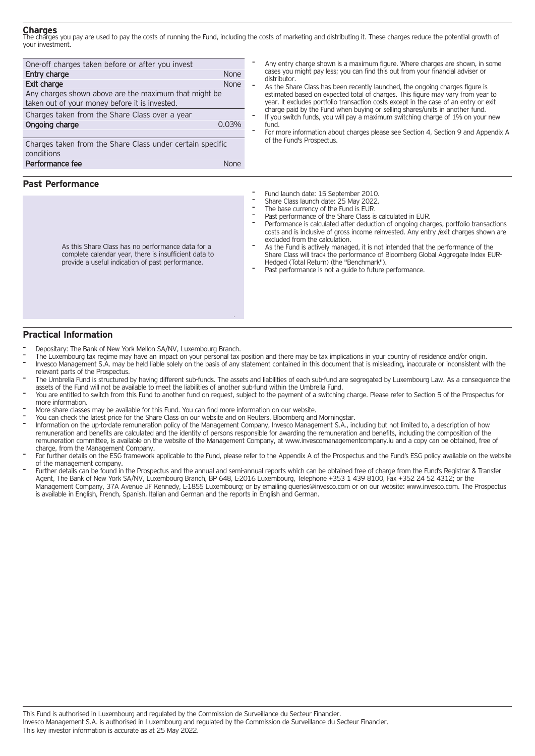## Charges

The charges you pay are used to pay the costs of running the Fund, including the costs of marketing and distributing it. These charges reduce the potential growth of your investment.

| | |
|---|---|
| One-off charges taken before or after you invest | |
| **Entry charge** | None |
| **Exit charge** | None |
| Any charges shown above are the maximum that might be taken out of your money before it is invested. | |
| Charges taken from the Share Class over a year | |
| **Ongoing charge** | 0.03% |
| Charges taken from the Share Class under certain specific conditions | |
| **Performance fee** | None |

- Any entry charge shown is a maximum figure. Where charges are shown, in some cases you might pay less; you can find this out from your financial adviser or distributor.
- As the Share Class has been recently launched, the ongoing charges figure is estimated based on expected total of charges. This figure may vary from year to year. It excludes portfolio transaction costs except in the case of an entry or exit charge paid by the Fund when buying or selling shares/units in another fund.
- If you switch funds, you will pay a maximum switching charge of 1% on your new fund.
- For more information about charges please see Section 4, Section 9 and Appendix A of the Fund's Prospectus.

## Past Performance

As this Share Class has no performance data for a complete calendar year, there is insufficient data to provide a useful indication of past performance.

- Fund launch date: 15 September 2010.
- Share Class launch date: 25 May 2022.
- The base currency of the Fund is EUR.
- Past performance of the Share Class is calculated in EUR.
- Performance is calculated after deduction of ongoing charges, portfolio transactions costs and is inclusive of gross income reinvested. Any entry /exit charges shown are excluded from the calculation.
- As the Fund is actively managed, it is not intended that the performance of the Share Class will track the performance of Bloomberg Global Aggregate Index EUR-Hedged (Total Return) (the "Benchmark").
- Past performance is not a guide to future performance.

## Practical Information

- Depositary: The Bank of New York Mellon SA/NV, Luxembourg Branch.
- The Luxembourg tax regime may have an impact on your personal tax position and there may be tax implications in your country of residence and/or origin.
- Invesco Management S.A. may be held liable solely on the basis of any statement contained in this document that is misleading, inaccurate or inconsistent with the relevant parts of the Prospectus.
- The Umbrella Fund is structured by having different sub-funds. The assets and liabilities of each sub-fund are segregated by Luxembourg Law. As a consequence the assets of the Fund will not be available to meet the liabilities of another sub-fund within the Umbrella Fund.
- You are entitled to switch from this Fund to another fund on request, subject to the payment of a switching charge. Please refer to Section 5 of the Prospectus for more information.
- More share classes may be available for this Fund. You can find more information on our website.
- You can check the latest price for the Share Class on our website and on Reuters, Bloomberg and Morningstar.
- Information on the up-to-date remuneration policy of the Management Company, Invesco Management S.A., including but not limited to, a description of how remuneration and benefits are calculated and the identity of persons responsible for awarding the remuneration and benefits, including the composition of the remuneration committee, is available on the website of the Management Company, at www.invescomanagementcompany.lu and a copy can be obtained, free of charge, from the Management Company.
- For further details on the ESG framework applicable to the Fund, please refer to the Appendix A of the Prospectus and the Fund's ESG policy available on the website of the management company.
- Further details can be found in the Prospectus and the annual and semi-annual reports which can be obtained free of charge from the Fund's Registrar & Transfer Agent, The Bank of New York SA/NV, Luxembourg Branch, BP 648, L-2016 Luxembourg, Telephone +353 1 439 8100, Fax +352 24 52 4312; or the Management Company, 37A Avenue JF Kennedy, L-1855 Luxembourg; or by emailing queries@invesco.com or on our website: www.invesco.com. The Prospectus is available in English, French, Spanish, Italian and German and the reports in English and German.

This Fund is authorised in Luxembourg and regulated by the Commission de Surveillance du Secteur Financier.
Invesco Management S.A. is authorised in Luxembourg and regulated by the Commission de Surveillance du Secteur Financier.
This key investor information is accurate as at 25 May 2022.